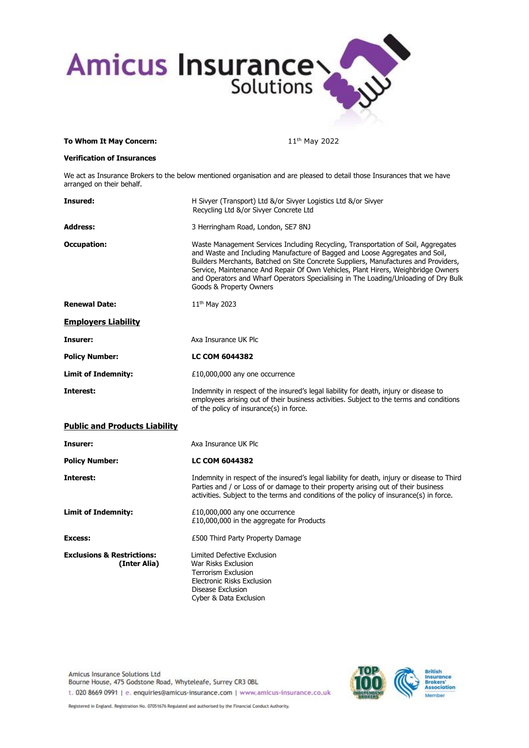Amicus Insurance Solutions

**To Whom It May Concern:** 11th May 2022

**Verification of Insurances**

We act as Insurance Brokers to the below mentioned organisation and are pleased to detail those Insurances that we have arranged on their behalf.

| | |
|---|---|
| **Insured:** | H Sivyer (Transport) Ltd &/or Sivyer Logistics Ltd &/or Sivyer Recycling Ltd &/or Sivyer Concrete Ltd |
| **Address:** | 3 Herringham Road, London, SE7 8NJ |
| **Occupation:** | Waste Management Services Including Recycling, Transportation of Soil, Aggregates and Waste and Including Manufacture of Bagged and Loose Aggregates and Soil, Builders Merchants, Batched on Site Concrete Suppliers, Manufactures and Providers, Service, Maintenance And Repair Of Own Vehicles, Plant Hirers, Weighbridge Owners and Operators and Wharf Operators Specialising in The Loading/Unloading of Dry Bulk Goods & Property Owners |
| **Renewal Date:** | 11th May 2023 |

## Employers Liability

| | |
|---|---|
| **Insurer:** | Axa Insurance UK Plc |
| **Policy Number:** | **LC COM 6044382** |
| **Limit of Indemnity:** | £10,000,000 any one occurrence |
| **Interest:** | Indemnity in respect of the insured's legal liability for death, injury or disease to employees arising out of their business activities. Subject to the terms and conditions of the policy of insurance(s) in force. |

## Public and Products Liability

| | |
|---|---|
| **Insurer:** | Axa Insurance UK Plc |
| **Policy Number:** | **LC COM 6044382** |
| **Interest:** | Indemnity in respect of the insured's legal liability for death, injury or disease to Third Parties and / or Loss of or damage to their property arising out of their business activities. Subject to the terms and conditions of the policy of insurance(s) in force. |
| **Limit of Indemnity:** | £10,000,000 any one occurrence<br>£10,000,000 in the aggregate for Products |
| **Excess:** | £500 Third Party Property Damage |
| **Exclusions & Restrictions: (Inter Alia)** | Limited Defective Exclusion<br>War Risks Exclusion<br>Terrorism Exclusion<br>Electronic Risks Exclusion<br>Disease Exclusion<br>Cyber & Data Exclusion |

Amicus Insurance Solutions Ltd
Bourne House, 475 Godstone Road, Whyteleafe, Surrey CR3 0BL
t. 020 8669 0991 | e. enquiries@amicus-insurance.com | www.amicus-insurance.co.uk

Registered in England. Registration No. 07051676 Regulated and authorised by the Financial Conduct Authority.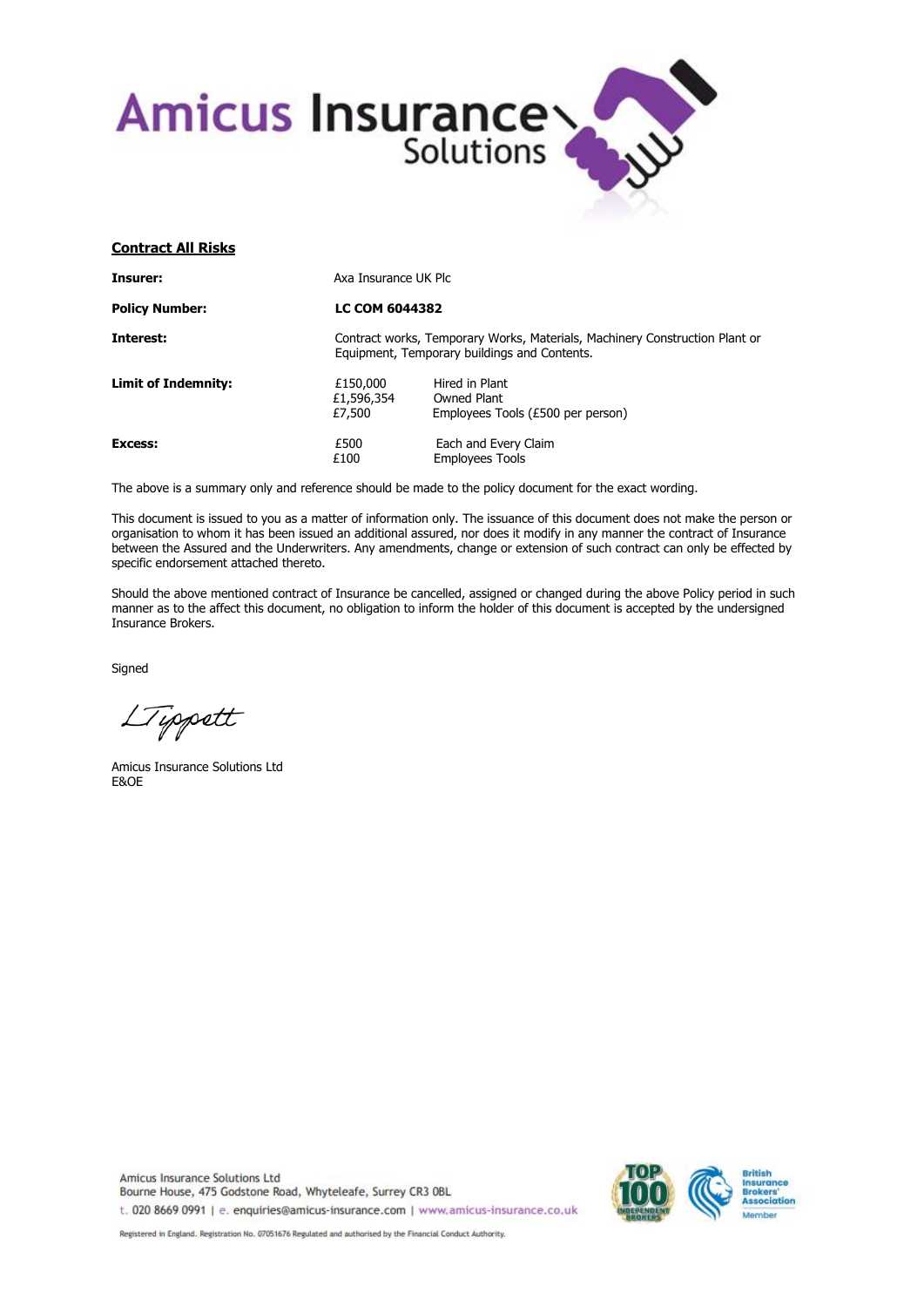Amicus Insurance Solutions

**Contract All Risks**

| | | |
|---|---|---|
| **Insurer:** | Axa Insurance UK Plc | |
| **Policy Number:** | **LC COM 6044382** | |
| **Interest:** | Contract works, Temporary Works, Materials, Machinery Construction Plant or Equipment, Temporary buildings and Contents. | |
| **Limit of Indemnity:** | £150,000 | Hired in Plant |
| | £1,596,354 | Owned Plant |
| | £7,500 | Employees Tools (£500 per person) |
| **Excess:** | £500 | Each and Every Claim |
| | £100 | Employees Tools |

The above is a summary only and reference should be made to the policy document for the exact wording.

This document is issued to you as a matter of information only. The issuance of this document does not make the person or organisation to whom it has been issued an additional assured, nor does it modify in any manner the contract of Insurance between the Assured and the Underwriters. Any amendments, change or extension of such contract can only be effected by specific endorsement attached thereto.

Should the above mentioned contract of Insurance be cancelled, assigned or changed during the above Policy period in such manner as to the affect this document, no obligation to inform the holder of this document is accepted by the undersigned Insurance Brokers.

Signed

L Tippett

Amicus Insurance Solutions Ltd
E&OE

Amicus Insurance Solutions Ltd
Bourne House, 475 Godstone Road, Whyteleafe, Surrey CR3 0BL
t. 020 8669 0991 | e. enquiries@amicus-insurance.com | www.amicus-insurance.co.uk

Registered in England. Registration No. 07051676 Regulated and authorised by the Financial Conduct Authority.

TOP 100 INDEPENDENT BROKERS

British Insurance Brokers' Association Member